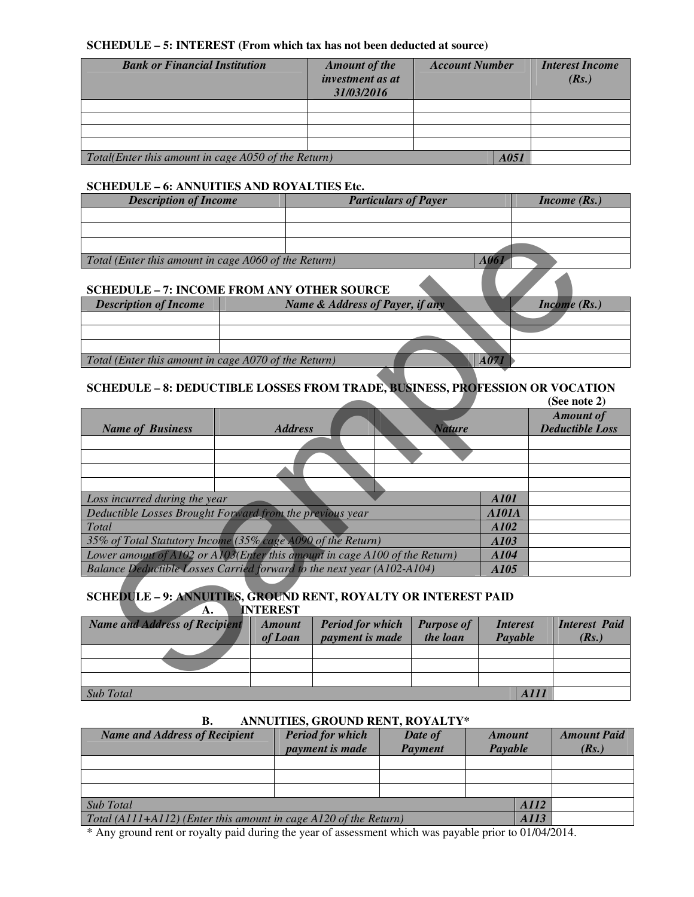**SCHEDULE – 5: INTEREST (From which tax has not been deducted at source)**

| *Bank or Financial Institution* | *Amount of the investment as at 31/03/2016* | *Account Number* | *Interest Income (Rs.)* |
|---|---|---|---|
| | | | |
| | | | |
| | | | |
| | | | |
| *Total(Enter this amount in cage A050 of the Return)* | | ***A051*** | |

**SCHEDULE – 6: ANNUITIES AND ROYALTIES Etc.**

| *Description of Income* | *Particulars of Payer* | *Income (Rs.)* |
|---|---|---|
| | | |
| | | |
| | | |
| *Total (Enter this amount in cage A060 of the Return)* | ***A061*** | |

**SCHEDULE – 7: INCOME FROM ANY OTHER SOURCE**

| *Description of Income* | *Name & Address of Payer, if any* | *Income (Rs.)* |
|---|---|---|
| | | |
| | | |
| | | |
| *Total (Enter this amount in cage A070 of the Return)* | ***A071*** | |

**SCHEDULE – 8: DEDUCTIBLE LOSSES FROM TRADE, BUSINESS, PROFESSION OR VOCATION**

**(See note 2)**

| *Name of Business* | *Address* | *Nature* | | *Amount of Deductible Loss* |
|---|---|---|---|---|
| | | | | |
| | | | | |
| | | | | |
| | | | | |
| *Loss incurred during the year* | | | ***A101*** | |
| *Deductible Losses Brought Forward from the previous year* | | | ***A101A*** | |
| *Total* | | | ***A102*** | |
| *35% of Total Statutory Income (35% cage A090 of the Return)* | | | ***A103*** | |
| *Lower amount of A102 or A103(Enter this amount in cage A100 of the Return)* | | | ***A104*** | |
| *Balance Deductible Losses Carried forward to the next year (A102-A104)* | | | ***A105*** | |

**SCHEDULE – 9: ANNUITIES, GROUND RENT, ROYALTY OR INTEREST PAID**

**A. INTEREST**

| *Name and Address of Recipient* | *Amount of Loan* | *Period for which payment is made* | *Purpose of the loan* | *Interest Payable* | *Interest Paid (Rs.)* |
|---|---|---|---|---|---|
| | | | | | |
| | | | | | |
| | | | | | |
| *Sub Total* | | | | ***A111*** | |

**B. ANNUITIES, GROUND RENT, ROYALTY***

| *Name and Address of Recipient* | *Period for which payment is made* | *Date of Payment* | *Amount Payable* | *Amount Paid (Rs.)* |
|---|---|---|---|---|
| | | | | |
| | | | | |
| | | | | |
| *Sub Total* | | | ***A112*** | |
| *Total (A111+A112) (Enter this amount in cage A120 of the Return)* | | | ***A113*** | |

* Any ground rent or royalty paid during the year of assessment which was payable prior to 01/04/2014.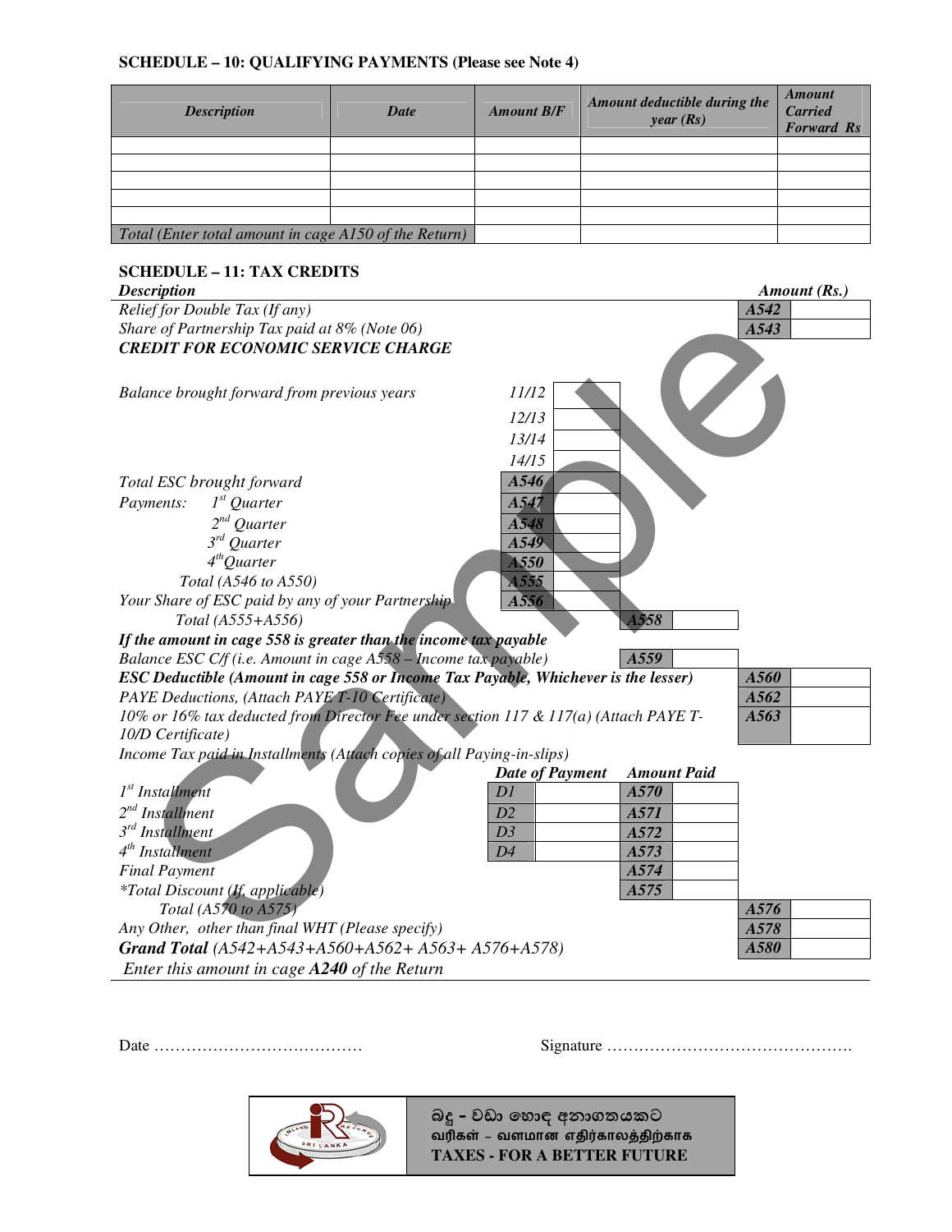### SCHEDULE – 10: QUALIFYING PAYMENTS (Please see Note 4)

| *Description* | *Date* | *Amount B/F* | *Amount deductible during the year (Rs)* | *Amount Carried Forward Rs* |
|---|---|---|---|---|
| | | | | |
| | | | | |
| | | | | |
| | | | | |
| | | | | |
| *Total (Enter total amount in cage A150 of the Return)* | | | | |

### SCHEDULE – 11: TAX CREDITS

| *Description* | | | | *Amount (Rs.)* |
|---|---|---|---|---|
| *Relief for Double Tax (If any)* | | | | A542 |
| *Share of Partnership Tax paid at 8% (Note 06)* | | | | A543 |
| ***CREDIT FOR ECONOMIC SERVICE CHARGE*** | | | | |
| *Balance brought forward from previous years* | *11/12* | | | |
| | *12/13* | | | |
| | *13/14* | | | |
| | *14/15* | | | |
| *Total ESC brought forward* | A546 | | | |
| *Payments: 1st Quarter* | A547 | | | |
| *2nd Quarter* | A548 | | | |
| *3rd Quarter* | A549 | | | |
| *4th Quarter* | A550 | | | |
| *Total (A546 to A550)* | A555 | | | |
| *Your Share of ESC paid by any of your Partnership* | A556 | | | |
| *Total (A555+A556)* | | A558 | | |
| ***If the amount in cage 558 is greater than the income tax payable*** | | | | |
| *Balance ESC C/f (i.e. Amount in cage A558 – Income tax payable)* | | A559 | | |
| ***ESC Deductible (Amount in cage 558 or Income Tax Payable, Whichever is the lesser)*** | | | | A560 |
| *PAYE Deductions, (Attach PAYE T-10 Certificate)* | | | | A562 |
| *10% or 16% tax deducted from Director Fee under section 117 & 117(a) (Attach PAYE T-10/D Certificate)* | | | | A563 |
| *Income Tax paid in Installments (Attach copies of all Paying-in-slips)* | | | | |
| | ***Date of Payment*** | ***Amount Paid*** | | |
| *1st Installment* | D1 | A570 | | |
| *2nd Installment* | D2 | A571 | | |
| *3rd Installment* | D3 | A572 | | |
| *4th Installment* | D4 | A573 | | |
| *Final Payment* | | A574 | | |
| *\*Total Discount (If, applicable)* | | A575 | | |
| *Total (A570 to A575)* | | | | A576 |
| *Any Other, other than final WHT (Please specify)* | | | | A578 |
| ***Grand Total** (A542+A543+A560+A562+ A563+ A576+A578)* | | | | A580 |

*Enter this amount in cage **A240** of the Return*

Date …………………………………                    Signature ……………………………………….

බදු - වඩා හොඳ අනාගතයකට
வரிகள் – வளமான எதிர்காலத்திற்காக
**TAXES - FOR A BETTER FUTURE**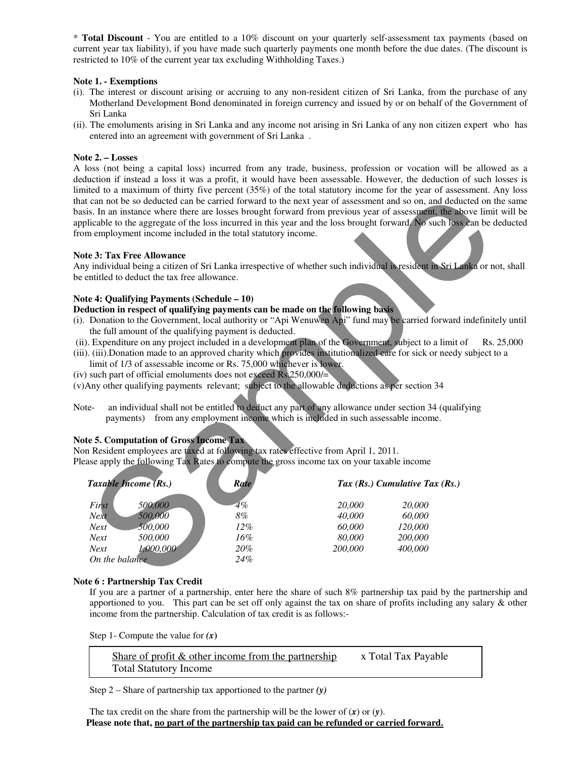* **Total Discount** - You are entitled to a 10% discount on your quarterly self-assessment tax payments (based on current year tax liability), if you have made such quarterly payments one month before the due dates. (The discount is restricted to 10% of the current year tax excluding Withholding Taxes.)

**Note 1. - Exemptions**

(i). The interest or discount arising or accruing to any non-resident citizen of Sri Lanka, from the purchase of any Motherland Development Bond denominated in foreign currency and issued by or on behalf of the Government of Sri Lanka

(ii). The emoluments arising in Sri Lanka and any income not arising in Sri Lanka of any non citizen expert who has entered into an agreement with government of Sri Lanka .

**Note 2. – Losses**

A loss (not being a capital loss) incurred from any trade, business, profession or vocation will be allowed as a deduction if instead a loss it was a profit, it would have been assessable. However, the deduction of such losses is limited to a maximum of thirty five percent (35%) of the total statutory income for the year of assessment. Any loss that can not be so deducted can be carried forward to the next year of assessment and so on, and deducted on the same basis. In an instance where there are losses brought forward from previous year of assessment, the above limit will be applicable to the aggregate of the loss incurred in this year and the loss brought forward. No such loss can be deducted from employment income included in the total statutory income.

**Note 3: Tax Free Allowance**

Any individual being a citizen of Sri Lanka irrespective of whether such individual is resident in Sri Lanka or not, shall be entitled to deduct the tax free allowance.

**Note 4: Qualifying Payments (Schedule – 10)**

**Deduction in respect of qualifying payments can be made on the following basis**

(i). Donation to the Government, local authority or "Api Wenuwen Api" fund may be carried forward indefinitely until the full amount of the qualifying payment is deducted.

(ii). Expenditure on any project included in a development plan of the Government, subject to a limit of Rs. 25,000

(iii). (iii).Donation made to an approved charity which provides institutionalized care for sick or needy subject to a limit of 1/3 of assessable income or Rs. 75,000 whichever is lower.

(iv) such part of official emoluments does not exceed Rs.250,000/=

(v)Any other qualifying payments relevant; subject to the allowable deductions as per section 34

Note- an individual shall not be entitled to deduct any part of any allowance under section 34 (qualifying payments) from any employment income which is included in such assessable income.

**Note 5. Computation of Gross Income Tax**

Non Resident employees are taxed at following tax rates effective from April 1, 2011.
Please apply the following Tax Rates to compute the gross income tax on your taxable income

| *Taxable Income (Rs.)* | | *Rate* | *Tax (Rs.)* | *Cumulative Tax (Rs.)* |
|---|---|---|---|---|
| *First* | *500,000* | *4%* | *20,000* | *20,000* |
| *Next* | *500,000* | *8%* | *40,000* | *60,000* |
| *Next* | *500,000* | *12%* | *60,000* | *120,000* |
| *Next* | *500,000* | *16%* | *80,000* | *200,000* |
| *Next* | *1,000,000* | *20%* | *200,000* | *400,000* |
| *On the balance* | | *24%* | | |

**Note 6 : Partnership Tax Credit**

If you are a partner of a partnership, enter here the share of such 8% partnership tax paid by the partnership and apportioned to you. This part can be set off only against the tax on share of profits including any salary & other income from the partnership. Calculation of tax credit is as follows:-

Step 1- Compute the value for ***(x)***

$$\frac{\text{Share of profit \& other income from the partnership}}{\text{Total Statutory Income}} \times \text{Total Tax Payable}$$

Step 2 – Share of partnership tax apportioned to the partner ***(y)***

The tax credit on the share from the partnership will be the lower of (***x***) or (***y***).

**Please note that, <u>no part of the partnership tax paid can be refunded or carried forward.</u>**